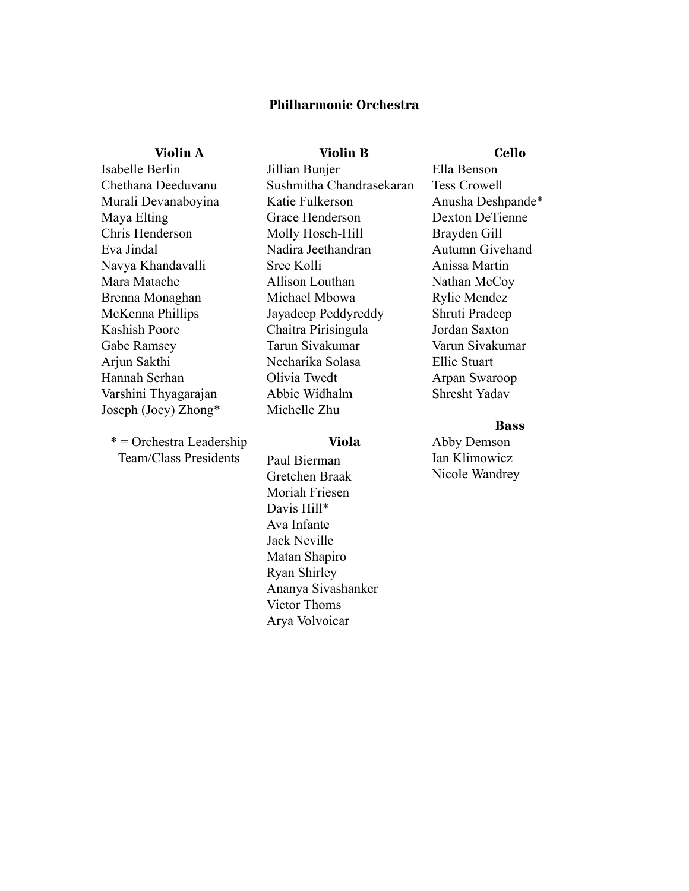# Philharmonic Orchestra

## Violin A

Isabelle Berlin
Chethana Deeduvanu
Murali Devanaboyina
Maya Elting
Chris Henderson
Eva Jindal
Navya Khandavalli
Mara Matache
Brenna Monaghan
McKenna Phillips
Kashish Poore
Gabe Ramsey
Arjun Sakthi
Hannah Serhan
Varshini Thyagarajan
Joseph (Joey) Zhong*

* = Orchestra Leadership Team/Class Presidents

## Violin B

Jillian Bunjer
Sushmitha Chandrasekaran
Katie Fulkerson
Grace Henderson
Molly Hosch-Hill
Nadira Jeethandran
Sree Kolli
Allison Louthan
Michael Mbowa
Jayadeep Peddyreddy
Chaitra Pirisingula
Tarun Sivakumar
Neeharika Solasa
Olivia Twedt
Abbie Widhalm
Michelle Zhu

## Viola

Paul Bierman
Gretchen Braak
Moriah Friesen
Davis Hill*
Ava Infante
Jack Neville
Matan Shapiro
Ryan Shirley
Ananya Sivashanker
Victor Thoms
Arya Volvoicar

## Cello

Ella Benson
Tess Crowell
Anusha Deshpande*
Dexton DeTienne
Brayden Gill
Autumn Givehand
Anissa Martin
Nathan McCoy
Rylie Mendez
Shruti Pradeep
Jordan Saxton
Varun Sivakumar
Ellie Stuart
Arpan Swaroop
Shresht Yadav

## Bass

Abby Demson
Ian Klimowicz
Nicole Wandrey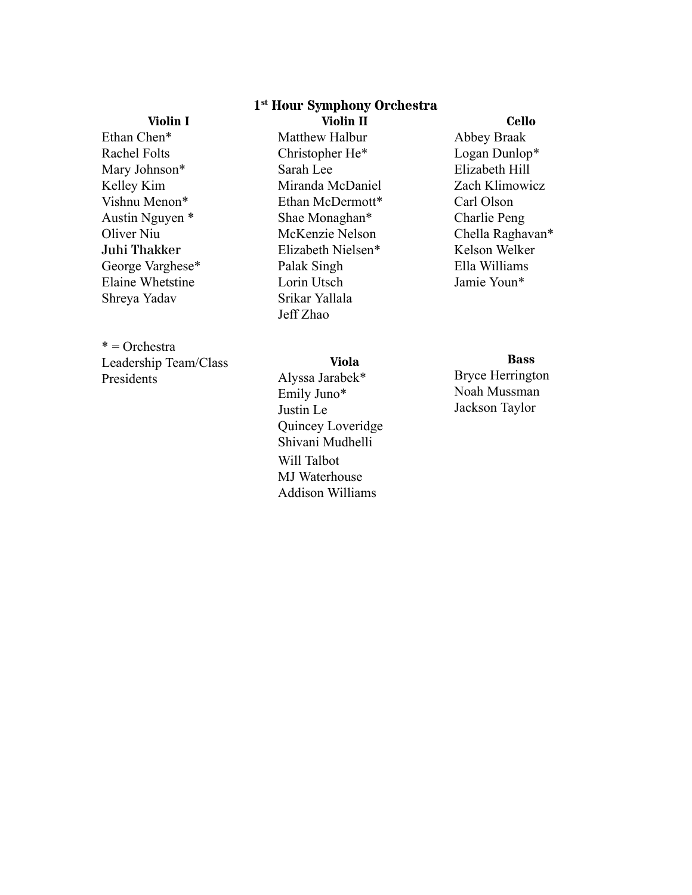## 1st Hour Symphony Orchestra

**Violin I**

Ethan Chen*
Rachel Folts
Mary Johnson*
Kelley Kim
Vishnu Menon*
Austin Nguyen *
Oliver Niu
Juhi Thakker
George Varghese*
Elaine Whetstine
Shreya Yadav

* = Orchestra Leadership Team/Class Presidents

**Violin II**

Matthew Halbur
Christopher He*
Sarah Lee
Miranda McDaniel
Ethan McDermott*
Shae Monaghan*
McKenzie Nelson
Elizabeth Nielsen*
Palak Singh
Lorin Utsch
Srikar Yallala
Jeff Zhao

**Viola**

Alyssa Jarabek*
Emily Juno*
Justin Le
Quincey Loveridge
Shivani Mudhelli
Will Talbot
MJ Waterhouse
Addison Williams

**Cello**

Abbey Braak
Logan Dunlop*
Elizabeth Hill
Zach Klimowicz
Carl Olson
Charlie Peng
Chella Raghavan*
Kelson Welker
Ella Williams
Jamie Youn*

**Bass**

Bryce Herrington
Noah Mussman
Jackson Taylor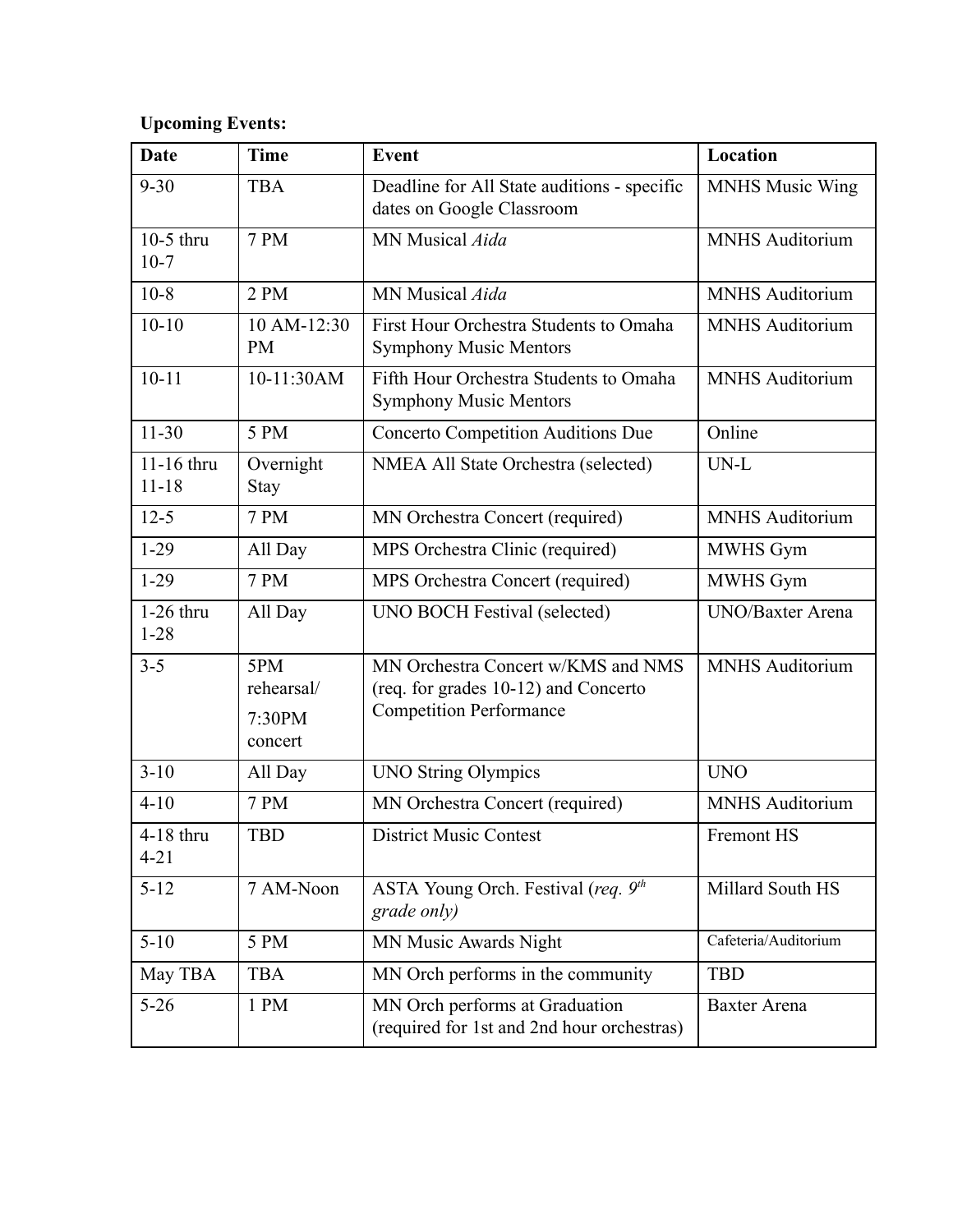**Upcoming Events:**

| Date | Time | Event | Location |
|---|---|---|---|
| 9-30 | TBA | Deadline for All State auditions - specific dates on Google Classroom | MNHS Music Wing |
| 10-5 thru 10-7 | 7 PM | MN Musical *Aida* | MNHS Auditorium |
| 10-8 | 2 PM | MN Musical *Aida* | MNHS Auditorium |
| 10-10 | 10 AM-12:30 PM | First Hour Orchestra Students to Omaha Symphony Music Mentors | MNHS Auditorium |
| 10-11 | 10-11:30AM | Fifth Hour Orchestra Students to Omaha Symphony Music Mentors | MNHS Auditorium |
| 11-30 | 5 PM | Concerto Competition Auditions Due | Online |
| 11-16 thru 11-18 | Overnight Stay | NMEA All State Orchestra (selected) | UN-L |
| 12-5 | 7 PM | MN Orchestra Concert (required) | MNHS Auditorium |
| 1-29 | All Day | MPS Orchestra Clinic (required) | MWHS Gym |
| 1-29 | 7 PM | MPS Orchestra Concert (required) | MWHS Gym |
| 1-26 thru 1-28 | All Day | UNO BOCH Festival (selected) | UNO/Baxter Arena |
| 3-5 | 5PM rehearsal/ 7:30PM concert | MN Orchestra Concert w/KMS and NMS (req. for grades 10-12) and Concerto Competition Performance | MNHS Auditorium |
| 3-10 | All Day | UNO String Olympics | UNO |
| 4-10 | 7 PM | MN Orchestra Concert (required) | MNHS Auditorium |
| 4-18 thru 4-21 | TBD | District Music Contest | Fremont HS |
| 5-12 | 7 AM-Noon | ASTA Young Orch. Festival (*req. 9th grade only)* | Millard South HS |
| 5-10 | 5 PM | MN Music Awards Night | Cafeteria/Auditorium |
| May TBA | TBA | MN Orch performs in the community | TBD |
| 5-26 | 1 PM | MN Orch performs at Graduation (required for 1st and 2nd hour orchestras) | Baxter Arena |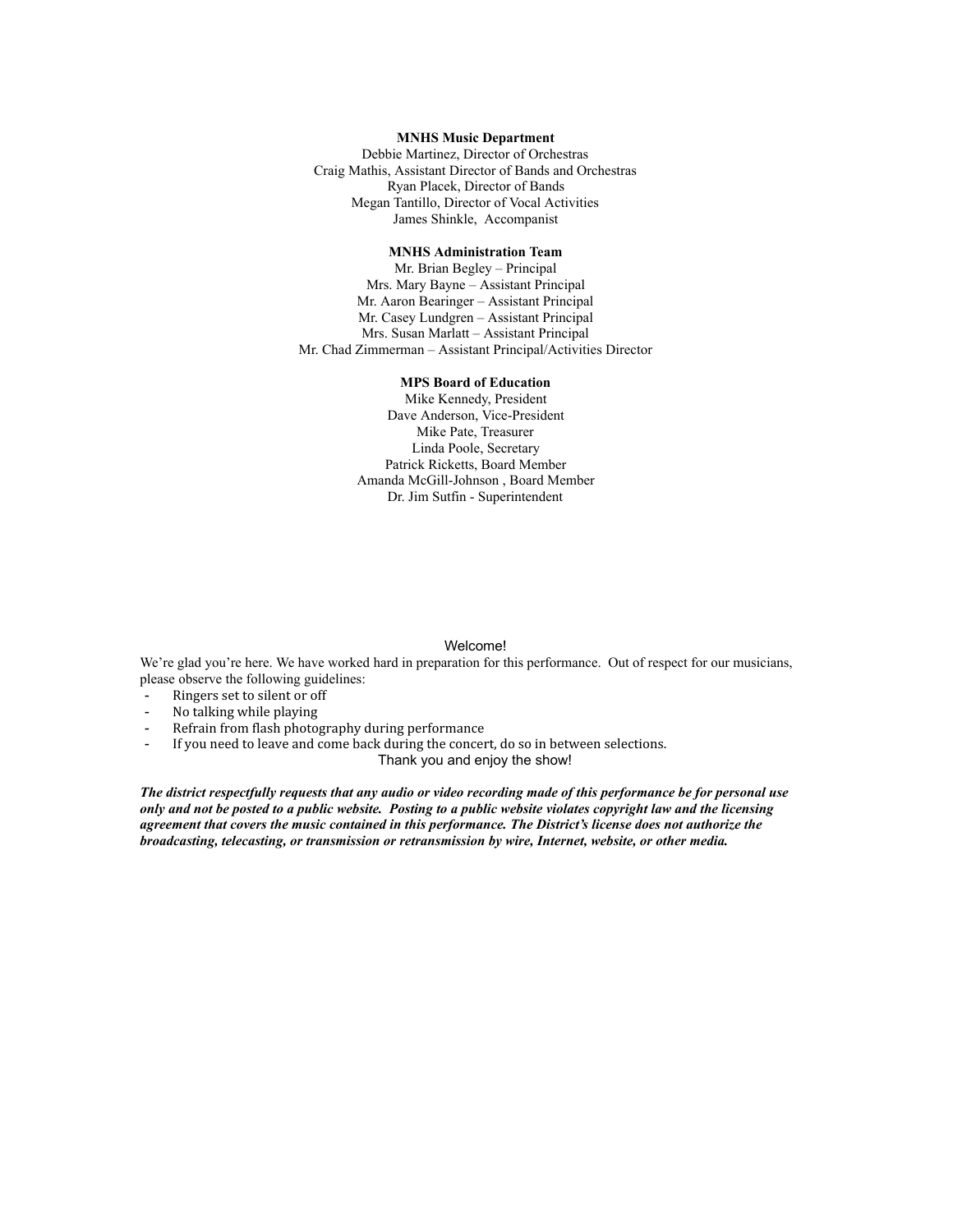**MNHS Music Department**

Debbie Martinez, Director of Orchestras
Craig Mathis, Assistant Director of Bands and Orchestras
Ryan Placek, Director of Bands
Megan Tantillo, Director of Vocal Activities
James Shinkle, Accompanist

**MNHS Administration Team**

Mr. Brian Begley – Principal
Mrs. Mary Bayne – Assistant Principal
Mr. Aaron Bearinger – Assistant Principal
Mr. Casey Lundgren – Assistant Principal
Mrs. Susan Marlatt – Assistant Principal
Mr. Chad Zimmerman – Assistant Principal/Activities Director

**MPS Board of Education**

Mike Kennedy, President
Dave Anderson, Vice-President
Mike Pate, Treasurer
Linda Poole, Secretary
Patrick Ricketts, Board Member
Amanda McGill-Johnson , Board Member
Dr. Jim Sutfin - Superintendent

Welcome!

We're glad you're here. We have worked hard in preparation for this performance. Out of respect for our musicians, please observe the following guidelines:

- Ringers set to silent or off
- No talking while playing
- Refrain from flash photography during performance
- If you need to leave and come back during the concert, do so in between selections.

Thank you and enjoy the show!

***The district respectfully requests that any audio or video recording made of this performance be for personal use only and not be posted to a public website. Posting to a public website violates copyright law and the licensing agreement that covers the music contained in this performance. The District's license does not authorize the broadcasting, telecasting, or transmission or retransmission by wire, Internet, website, or other media.***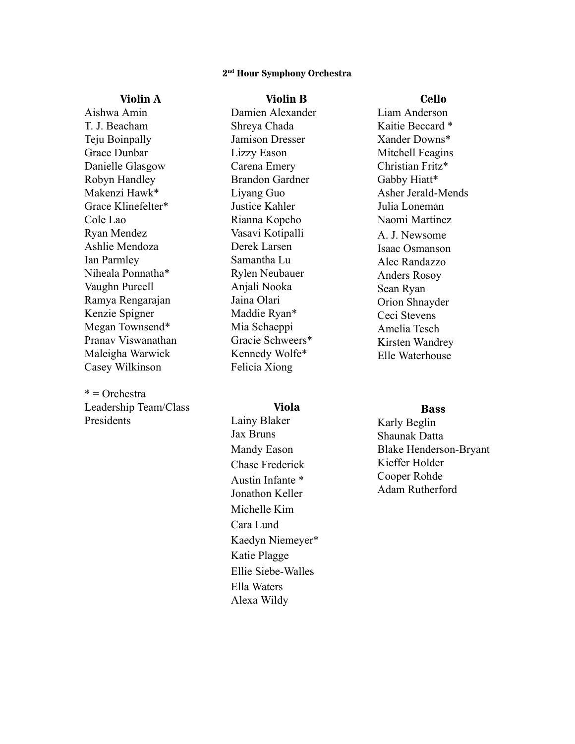## 2nd Hour Symphony Orchestra

### Violin A

Aishwa Amin
T. J. Beacham
Teju Boinpally
Grace Dunbar
Danielle Glasgow
Robyn Handley
Makenzi Hawk*
Grace Klinefelter*
Cole Lao
Ryan Mendez
Ashlie Mendoza
Ian Parmley
Niheala Ponnatha*
Vaughn Purcell
Ramya Rengarajan
Kenzie Spigner
Megan Townsend*
Pranav Viswanathan
Maleigha Warwick
Casey Wilkinson

* = Orchestra Leadership Team/Class Presidents

### Violin B

Damien Alexander
Shreya Chada
Jamison Dresser
Lizzy Eason
Carena Emery
Brandon Gardner
Liyang Guo
Justice Kahler
Rianna Kopcho
Vasavi Kotipalli
Derek Larsen
Samantha Lu
Rylen Neubauer
Anjali Nooka
Jaina Olari
Maddie Ryan*
Mia Schaeppi
Gracie Schweers*
Kennedy Wolfe*
Felicia Xiong

### Viola

Lainy Blaker
Jax Bruns
Mandy Eason
Chase Frederick
Austin Infante *
Jonathon Keller
Michelle Kim
Cara Lund
Kaedyn Niemeyer*
Katie Plagge
Ellie Siebe-Walles
Ella Waters
Alexa Wildy

### Cello

Liam Anderson
Kaitie Beccard *
Xander Downs*
Mitchell Feagins
Christian Fritz*
Gabby Hiatt*
Asher Jerald-Mends
Julia Loneman
Naomi Martinez
A. J. Newsome
Isaac Osmanson
Alec Randazzo
Anders Rosoy
Sean Ryan
Orion Shnayder
Ceci Stevens
Amelia Tesch
Kirsten Wandrey
Elle Waterhouse

### Bass

Karly Beglin
Shaunak Datta
Blake Henderson-Bryant
Kieffer Holder
Cooper Rohde
Adam Rutherford